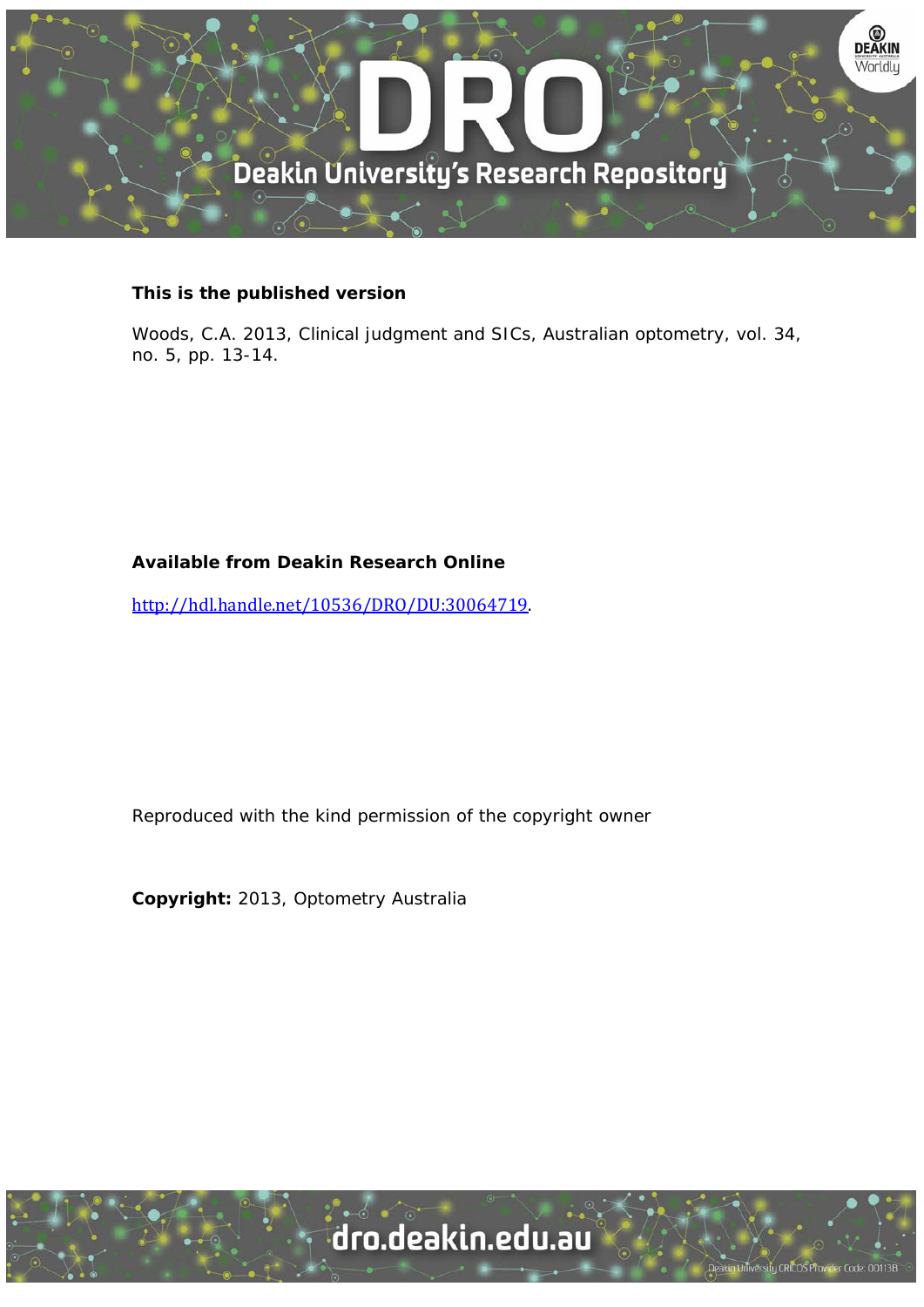**This is the published version**

Woods, C.A. 2013, Clinical judgment and SICs, Australian optometry, vol. 34, no. 5, pp. 13-14.

**Available from Deakin Research Online**

http://hdl.handle.net/10536/DRO/DU:30064719.

Reproduced with the kind permission of the copyright owner

**Copyright:** 2013, Optometry Australia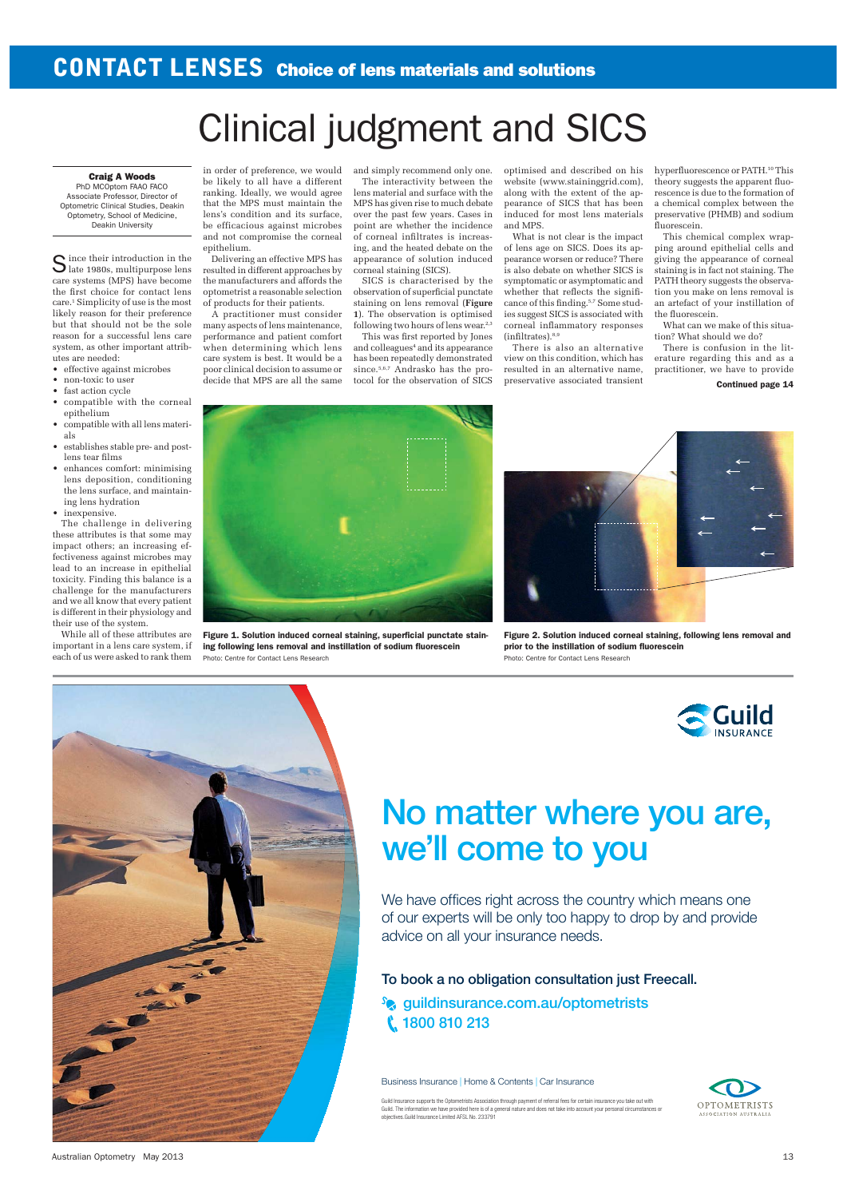# Clinical judgment and SICS

**Craig A Woods**
PhD MCOptom FAAO FACO
Associate Professor, Director of Optometric Clinical Studies, Deakin Optometry, School of Medicine, Deakin University

Since their introduction in the late 1980s, multipurpose lens care systems (MPS) have become the first choice for contact lens care.[1] Simplicity of use is the most likely reason for their preference but that should not be the sole reason for a successful lens care system, as other important attributes are needed:

- effective against microbes
- non-toxic to user
- fast action cycle
- compatible with the corneal epithelium
- compatible with all lens materials
- establishes stable pre- and post-lens tear films
- enhances comfort: minimising lens deposition, conditioning the lens surface, and maintaining lens hydration
- inexpensive.

The challenge in delivering these attributes is that some may impact others; an increasing effectiveness against microbes may lead to an increase in epithelial toxicity. Finding this balance is a challenge for the manufacturers and we all know that every patient is different in their physiology and their use of the system.

While all of these attributes are important in a lens care system, if each of us were asked to rank them in order of preference, we would be likely to all have a different ranking. Ideally, we would agree that the MPS must maintain the lens's condition and its surface, be efficacious against microbes and not compromise the corneal epithelium.

Delivering an effective MPS has resulted in different approaches by the manufacturers and affords the optometrist a reasonable selection of products for their patients.

A practitioner must consider many aspects of lens maintenance, performance and patient comfort when determining which lens care system is best. It would be a poor clinical decision to assume or decide that MPS are all the same and simply recommend only one.

The interactivity between the lens material and surface with the MPS has given rise to much debate over the past few years. Cases in point are whether the incidence of corneal infiltrates is increasing, and the heated debate on the appearance of solution induced corneal staining (SICS).

SICS is characterised by the observation of superficial punctate staining on lens removal (**Figure 1**). The observation is optimised following two hours of lens wear.[2,3]

This was first reported by Jones and colleagues[4] and its appearance has been repeatedly demonstrated since.[5,6,7] Andrasko has the protocol for the observation of SICS optimised and described on his website (www.staininggrid.com), along with the extent of the appearance of SICS that has been induced for most lens materials and MPS.

What is not clear is the impact of lens age on SICS. Does its appearance worsen or reduce? There is also debate on whether SICS is symptomatic or asymptomatic and whether that reflects the significance of this finding.[5,7] Some studies suggest SICS is associated with corneal inflammatory responses (infiltrates).[8,9]

There is also an alternative view on this condition, which has resulted in an alternative name, preservative associated transient hyperfluorescence or PATH.[10] This theory suggests the apparent fluorescence is due to the formation of a chemical complex between the preservative (PHMB) and sodium fluorescein.

This chemical complex wrapping around epithelial cells and giving the appearance of corneal staining is in fact not staining. The PATH theory suggests the observation you make on lens removal is an artefact of your instillation of the fluorescein.

What can we make of this situation? What should we do?

There is confusion in the literature regarding this and as a practitioner, we have to provide

**Continued page 14**

**Figure 1. Solution induced corneal staining, superficial punctate staining following lens removal and instillation of sodium fluorescein**
Photo: Centre for Contact Lens Research

**Figure 2. Solution induced corneal staining, following lens removal and prior to the instillation of sodium fluorescein**
Photo: Centre for Contact Lens Research

Guild INSURANCE

# No matter where you are, we'll come to you

We have offices right across the country which means one of our experts will be only too happy to drop by and provide advice on all your insurance needs.

To book a no obligation consultation just Freecall.

guildinsurance.com.au/optometrists
1800 810 213

Business Insurance | Home & Contents | Car Insurance

Guild Insurance supports the Optometrists Association through payment of referral fees for certain insurance you take out with Guild. The information we have provided here is of a general nature and does not take into account your personal circumstances or objectives. Guild Insurance Limited AFSL No. 233791

OPTOMETRISTS ASSOCIATION AUSTRALIA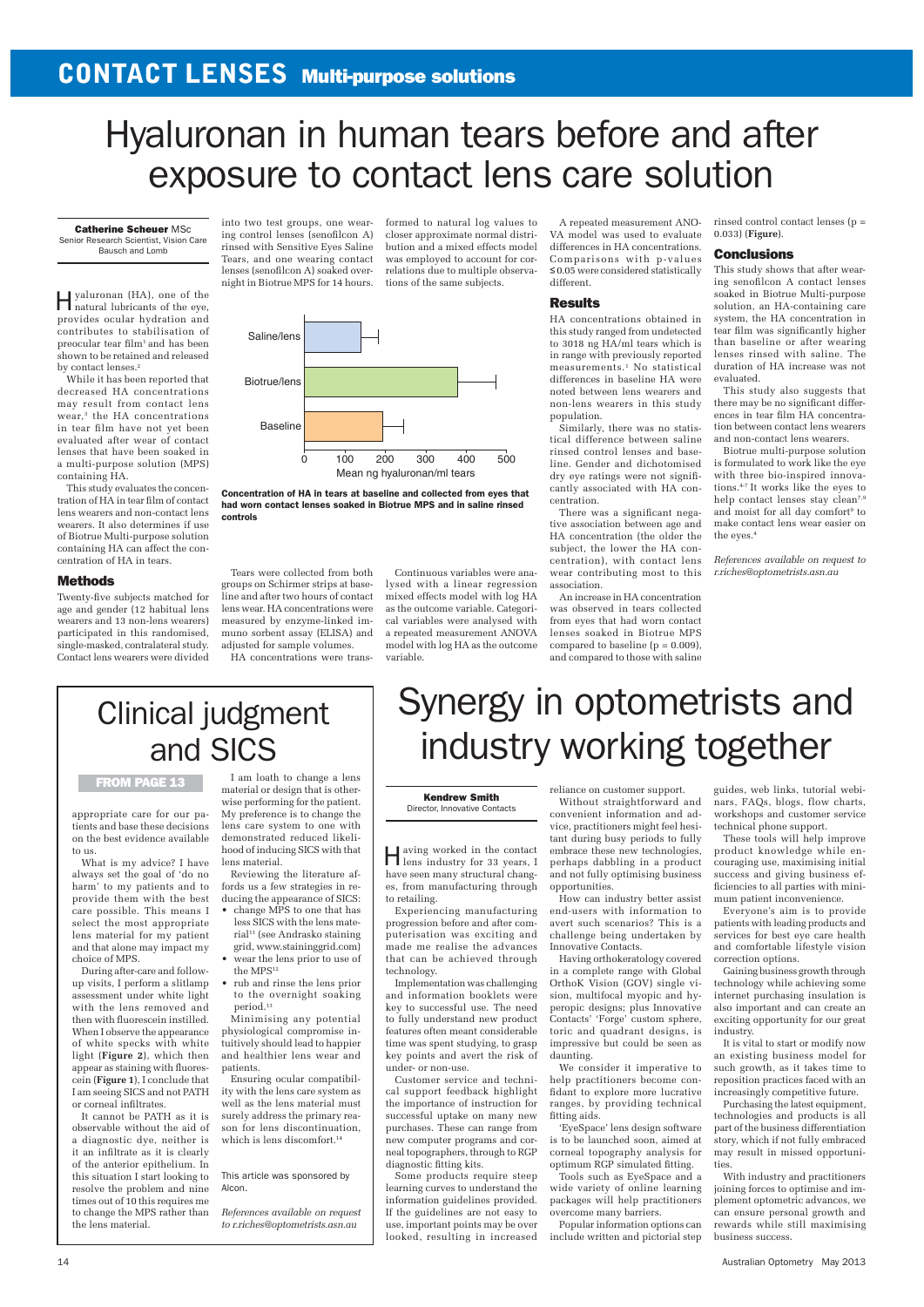# CONTACT LENSES Multi-purpose solutions

# Hyaluronan in human tears before and after exposure to contact lens care solution

**Catherine Scheuer** MSc
Senior Research Scientist, Vision Care
Bausch and Lomb

Hyaluronan (HA), one of the natural lubricants of the eye, provides ocular hydration and contributes to stabilisation of preocular tear film[1] and has been shown to be retained and released by contact lenses.[2]

While it has been reported that decreased HA concentrations may result from contact lens wear,[3] the HA concentrations in tear film have not yet been evaluated after wear of contact lenses that have been soaked in a multi-purpose solution (MPS) containing HA.

This study evaluates the concentration of HA in tear film of contact lens wearers and non-contact lens wearers. It also determines if use of Biotrue Multi-purpose solution containing HA can affect the concentration of HA in tears.

## Methods

Twenty-five subjects matched for age and gender (12 habitual lens wearers and 13 non-lens wearers) participated in this randomised, single-masked, contralateral study. Contact lens wearers were divided into two test groups, one wearing control lenses (senofilcon A) rinsed with Sensitive Eyes Saline Tears, and one wearing contact lenses (senofilcon A) soaked overnight in Biotrue MPS for 14 hours.

Tears were collected from both groups on Schirmer strips at baseline and after two hours of contact lens wear. HA concentrations were measured by enzyme-linked immuno sorbent assay (ELISA) and adjusted for sample volumes.

HA concentrations were transformed to natural log values to closer approximate normal distribution and a mixed effects model was employed to account for correlations due to multiple observations of the same subjects.

Continuous variables were analysed with a linear regression mixed effects model with log HA as the outcome variable. Categorical variables were analysed with a repeated measurement ANOVA model with log HA as the outcome variable.

A repeated measurement ANOVA model was used to evaluate differences in HA concentrations. Comparisons with p-values ≤ 0.05 were considered statistically different.

Saline/lens
Biotrue/lens
Baseline
0 100 200 300 400 500
Mean ng hyaluronan/ml tears

**Concentration of HA in tears at baseline and collected from eyes that had worn contact lenses soaked in Biotrue MPS and in saline rinsed controls**

## Results

HA concentrations obtained in this study ranged from undetected to 3018 ng HA/ml tears which is in range with previously reported measurements.[1] No statistical differences in baseline HA were noted between lens wearers and non-lens wearers in this study population.

Similarly, there was no statistical difference between saline rinsed control lenses and baseline. Gender and dichotomised dry eye ratings were not significantly associated with HA concentration.

There was a significant negative association between age and HA concentration (the older the subject, the lower the HA concentration), with contact lens wear contributing most to this association.

An increase in HA concentration was observed in tears collected from eyes that had worn contact lenses soaked in Biotrue MPS compared to baseline ($p = 0.009$), and compared to those with saline rinsed control contact lenses ($p = 0.033$) (**Figure**).

## Conclusions

This study shows that after wearing senofilcon A contact lenses soaked in Biotrue Multi-purpose solution, an HA-containing care system, the HA concentration in tear film was significantly higher than baseline or after wearing lenses rinsed with saline. The duration of HA increase was not evaluated.

This study also suggests that there may be no significant differences in tear film HA concentration between contact lens wearers and non-contact lens wearers.

Biotrue multi-purpose solution is formulated to work like the eye with three bio-inspired innovations.[4-7] It works like the eyes to help contact lenses stay clean[7,9] and moist for all day comfort[9] to make contact lens wear easier on the eyes.[4]

*References available on request to r.riches@optometrists.asn.au*

---

# Clinical judgment and SICS

**FROM PAGE 13**

appropriate care for our patients and base these decisions on the best evidence available to us.

What is my advice? I have always set the goal of 'do no harm' to my patients and to provide them with the best care possible. This means I select the most appropriate lens material for my patient and that alone may impact my choice of MPS.

During after-care and follow-up visits, I perform a slitlamp assessment under white light with the lens removed and then with fluorescein instilled. When I observe the appearance of white specks with white light (**Figure 2**), which then appear as staining with fluorescein (**Figure 1**), I conclude that I am seeing SICS and not PATH or corneal infiltrates.

It cannot be PATH as it is observable without the aid of a diagnostic dye, neither is it an infiltrate as it is clearly of the anterior epithelium. In this situation I start looking to resolve the problem and nine times out of 10 this requires me to change the MPS rather than the lens material.

I am loath to change a lens material or design that is otherwise performing for the patient. My preference is to change the lens care system to one with demonstrated reduced likelihood of inducing SICS with that lens material.

Reviewing the literature affords us a few strategies in reducing the appearance of SICS:

- change MPS to one that has less SICS with the lens material[11] (see Andrasko staining grid, www.staininggrid.com)
- wear the lens prior to use of the MPS[12]
- rub and rinse the lens prior to the overnight soaking period.[13]

Minimising any potential physiological compromise intuitively should lead to happier and healthier lens wear and patients.

Ensuring ocular compatibility with the lens care system as well as the lens material must surely address the primary reason for lens discontinuation, which is lens discomfort.[14]

This article was sponsored by Alcon.

*References available on request to r.riches@optometrists.asn.au*

---

# Synergy in optometrists and industry working together

**Kendrew Smith**
Director, Innovative Contacts

Having worked in the contact lens industry for 33 years, I have seen many structural changes, from manufacturing through to retailing.

Experiencing manufacturing progression before and after computerisation was exciting and made me realise the advances that can be achieved through technology.

Implementation was challenging and information booklets were key to successful use. The need to fully understand new product features often meant considerable time was spent studying, to grasp key points and avert the risk of under- or non-use.

Customer service and technical support feedback highlight the importance of instruction for successful uptake on many new purchases. These can range from new computer programs and corneal topographers, through to RGP diagnostic fitting kits.

Some products require steep learning curves to understand the information guidelines provided. If the guidelines are not easy to use, important points may be over looked, resulting in increased reliance on customer support.

Without straightforward and convenient information and advice, practitioners might feel hesitant during busy periods to fully embrace these new technologies, perhaps dabbling in a product and not fully optimising business opportunities.

How can industry better assist end-users with information to avert such scenarios? This is a challenge being undertaken by Innovative Contacts.

Having orthokeratology covered in a complete range with Global OrthoK Vision (GOV) single vision, multifocal myopic and hyperopic designs; plus Innovative Contacts' 'Forge' custom sphere, toric and quadrant designs, is impressive but could be seen as daunting.

We consider it imperative to help practitioners become confident to explore more lucrative ranges, by providing technical fitting aids.

'EyeSpace' lens design software is to be launched soon, aimed at corneal topography analysis for optimum RGP simulated fitting.

Tools such as EyeSpace and a wide variety of online learning packages will help practitioners overcome many barriers.

Popular information options can include written and pictorial step guides, web links, tutorial webinars, FAQs, blogs, flow charts, workshops and customer service technical phone support.

These tools will help improve product knowledge while encouraging use, maximising initial success and giving business efficiencies to all parties with minimum patient inconvenience.

Everyone's aim is to provide patients with leading products and services for best eye care health and comfortable lifestyle vision correction options.

Gaining business growth through technology while achieving some internet purchasing insulation is also important and can create an exciting opportunity for our great industry.

It is vital to start or modify now an existing business model for such growth, as it takes time to reposition practices faced with an increasingly competitive future.

Purchasing the latest equipment, technologies and products is all part of the business differentiation story, which if not fully embraced may result in missed opportunities.

With industry and practitioners joining forces to optimise and implement optometric advances, we can ensure personal growth and rewards while still maximising business success.